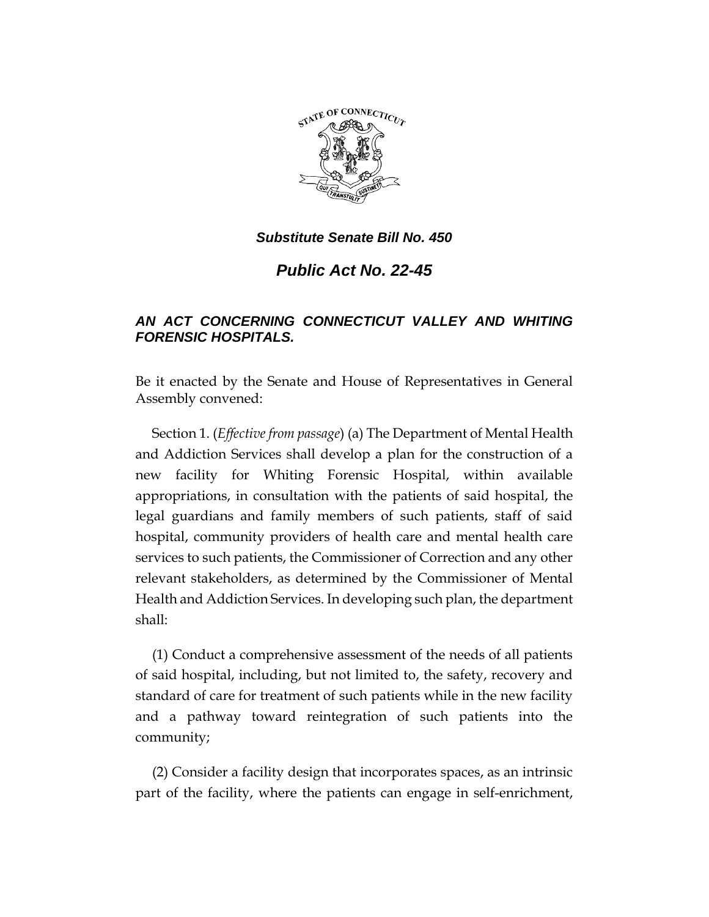***Substitute Senate Bill No. 450***

# *Public Act No. 22-45*

## *AN ACT CONCERNING CONNECTICUT VALLEY AND WHITING FORENSIC HOSPITALS.*

Be it enacted by the Senate and House of Representatives in General Assembly convened:

Section 1. (*Effective from passage*) (a) The Department of Mental Health and Addiction Services shall develop a plan for the construction of a new facility for Whiting Forensic Hospital, within available appropriations, in consultation with the patients of said hospital, the legal guardians and family members of such patients, staff of said hospital, community providers of health care and mental health care services to such patients, the Commissioner of Correction and any other relevant stakeholders, as determined by the Commissioner of Mental Health and Addiction Services. In developing such plan, the department shall:

(1) Conduct a comprehensive assessment of the needs of all patients of said hospital, including, but not limited to, the safety, recovery and standard of care for treatment of such patients while in the new facility and a pathway toward reintegration of such patients into the community;

(2) Consider a facility design that incorporates spaces, as an intrinsic part of the facility, where the patients can engage in self-enrichment,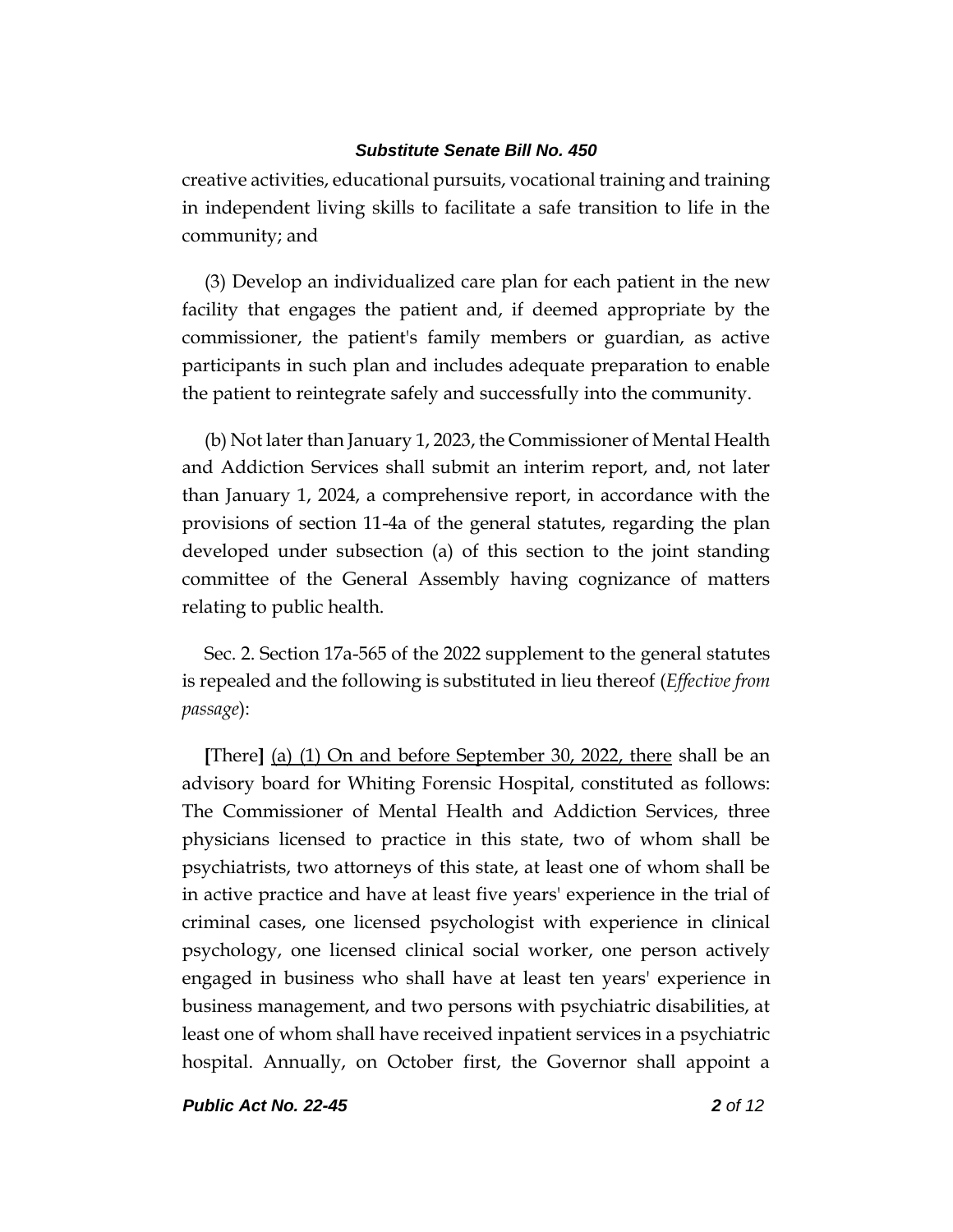creative activities, educational pursuits, vocational training and training in independent living skills to facilitate a safe transition to life in the community; and

(3) Develop an individualized care plan for each patient in the new facility that engages the patient and, if deemed appropriate by the commissioner, the patient's family members or guardian, as active participants in such plan and includes adequate preparation to enable the patient to reintegrate safely and successfully into the community.

(b) Not later than January 1, 2023, the Commissioner of Mental Health and Addiction Services shall submit an interim report, and, not later than January 1, 2024, a comprehensive report, in accordance with the provisions of section 11-4a of the general statutes, regarding the plan developed under subsection (a) of this section to the joint standing committee of the General Assembly having cognizance of matters relating to public health.

Sec. 2. Section 17a-565 of the 2022 supplement to the general statutes is repealed and the following is substituted in lieu thereof (*Effective from passage*):

**[**There**]** <u>(a) (1) On and before September 30, 2022, there</u> shall be an advisory board for Whiting Forensic Hospital, constituted as follows: The Commissioner of Mental Health and Addiction Services, three physicians licensed to practice in this state, two of whom shall be psychiatrists, two attorneys of this state, at least one of whom shall be in active practice and have at least five years' experience in the trial of criminal cases, one licensed psychologist with experience in clinical psychology, one licensed clinical social worker, one person actively engaged in business who shall have at least ten years' experience in business management, and two persons with psychiatric disabilities, at least one of whom shall have received inpatient services in a psychiatric hospital. Annually, on October first, the Governor shall appoint a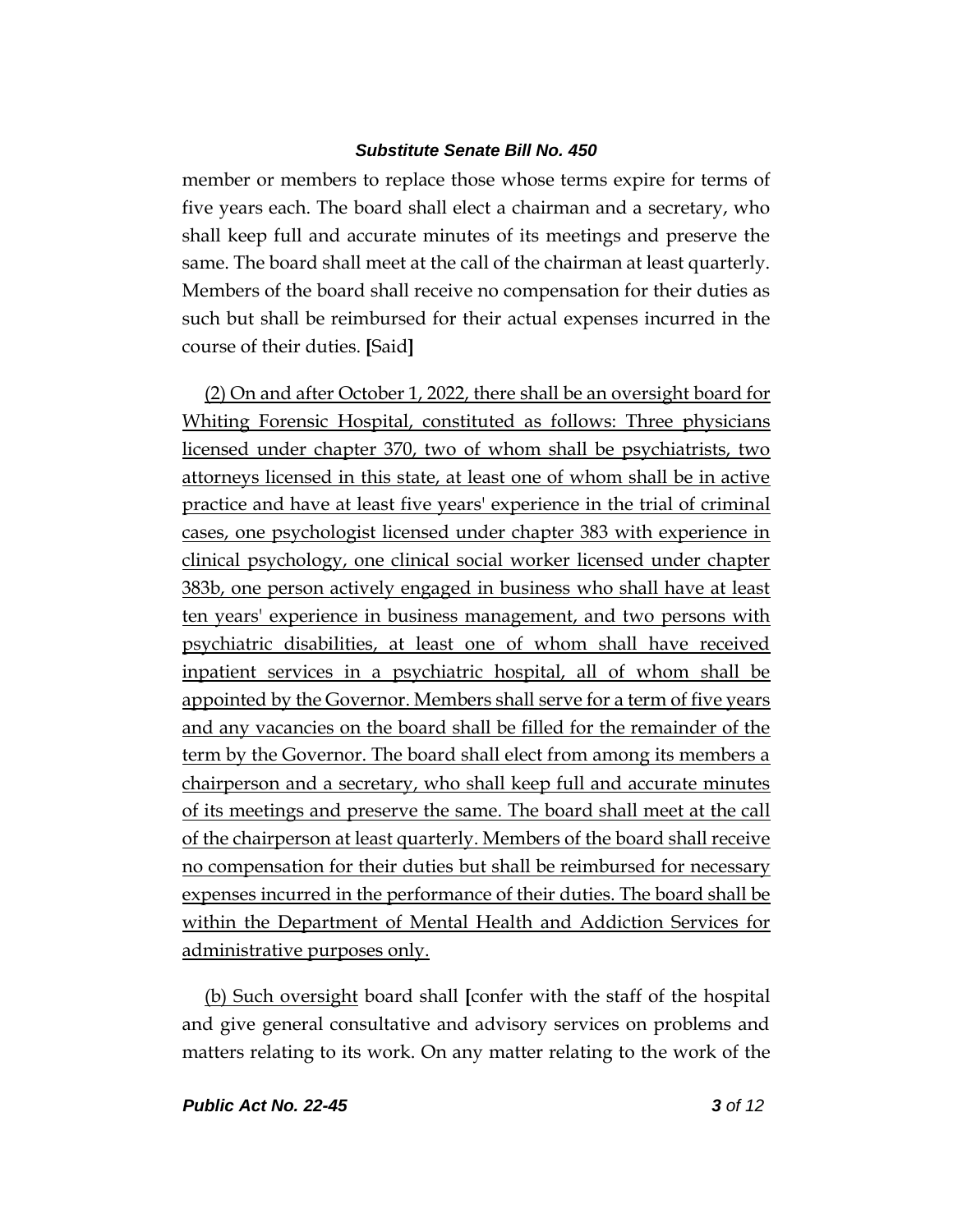member or members to replace those whose terms expire for terms of five years each. The board shall elect a chairman and a secretary, who shall keep full and accurate minutes of its meetings and preserve the same. The board shall meet at the call of the chairman at least quarterly. Members of the board shall receive no compensation for their duties as such but shall be reimbursed for their actual expenses incurred in the course of their duties. [Said]

<u>(2) On and after October 1, 2022, there shall be an oversight board for Whiting Forensic Hospital, constituted as follows: Three physicians licensed under chapter 370, two of whom shall be psychiatrists, two attorneys licensed in this state, at least one of whom shall be in active practice and have at least five years' experience in the trial of criminal cases, one psychologist licensed under chapter 383 with experience in clinical psychology, one clinical social worker licensed under chapter 383b, one person actively engaged in business who shall have at least ten years' experience in business management, and two persons with psychiatric disabilities, at least one of whom shall have received inpatient services in a psychiatric hospital, all of whom shall be appointed by the Governor. Members shall serve for a term of five years and any vacancies on the board shall be filled for the remainder of the term by the Governor. The board shall elect from among its members a chairperson and a secretary, who shall keep full and accurate minutes of its meetings and preserve the same. The board shall meet at the call of the chairperson at least quarterly. Members of the board shall receive no compensation for their duties but shall be reimbursed for necessary expenses incurred in the performance of their duties. The board shall be within the Department of Mental Health and Addiction Services for administrative purposes only.</u>

<u>(b) Such oversight</u> board shall [confer with the staff of the hospital and give general consultative and advisory services on problems and matters relating to its work. On any matter relating to the work of the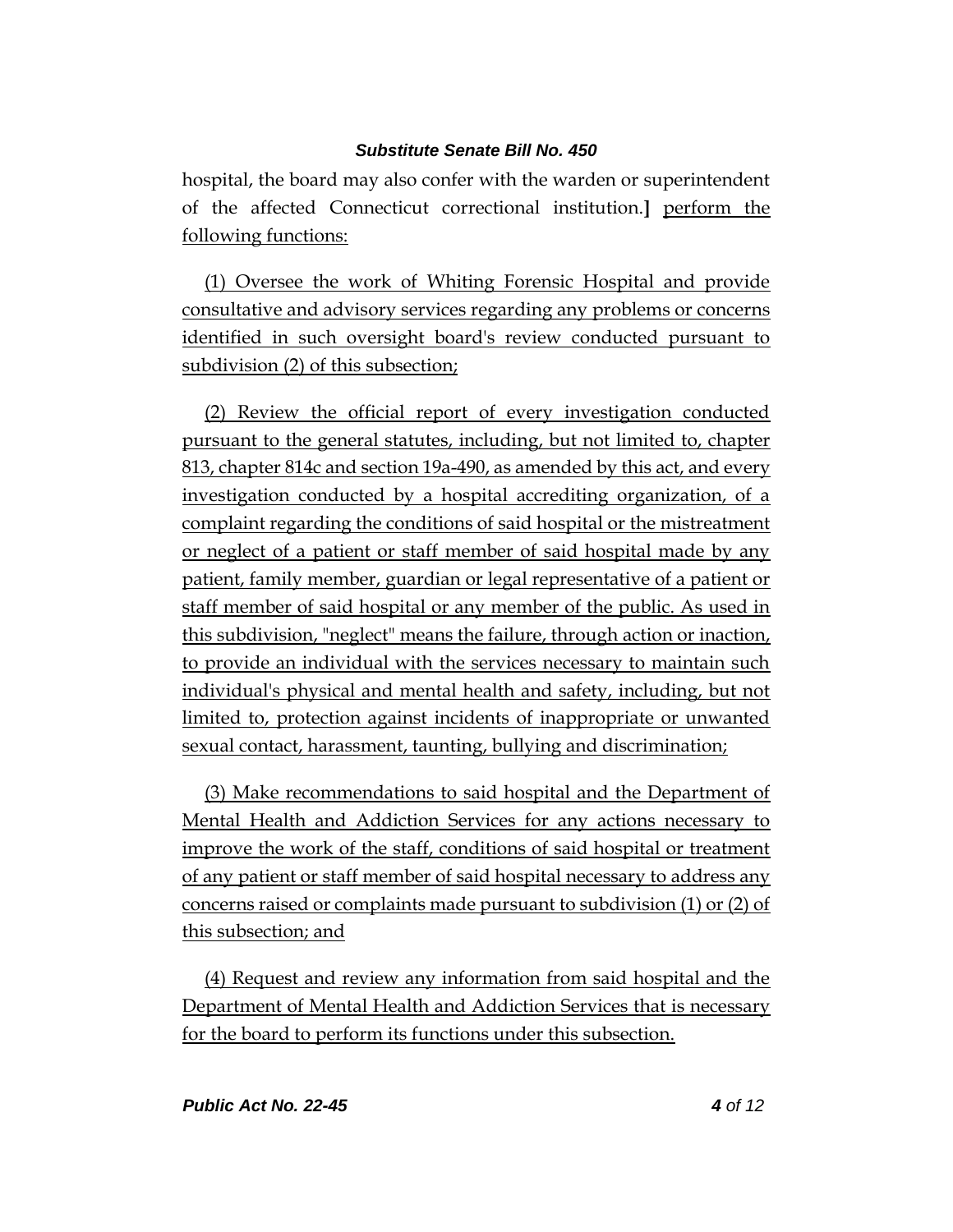hospital, the board may also confer with the warden or superintendent of the affected Connecticut correctional institution.] perform the following functions:

(1) Oversee the work of Whiting Forensic Hospital and provide consultative and advisory services regarding any problems or concerns identified in such oversight board's review conducted pursuant to subdivision (2) of this subsection;

(2) Review the official report of every investigation conducted pursuant to the general statutes, including, but not limited to, chapter 813, chapter 814c and section 19a-490, as amended by this act, and every investigation conducted by a hospital accrediting organization, of a complaint regarding the conditions of said hospital or the mistreatment or neglect of a patient or staff member of said hospital made by any patient, family member, guardian or legal representative of a patient or staff member of said hospital or any member of the public. As used in this subdivision, "neglect" means the failure, through action or inaction, to provide an individual with the services necessary to maintain such individual's physical and mental health and safety, including, but not limited to, protection against incidents of inappropriate or unwanted sexual contact, harassment, taunting, bullying and discrimination;

(3) Make recommendations to said hospital and the Department of Mental Health and Addiction Services for any actions necessary to improve the work of the staff, conditions of said hospital or treatment of any patient or staff member of said hospital necessary to address any concerns raised or complaints made pursuant to subdivision (1) or (2) of this subsection; and

(4) Request and review any information from said hospital and the Department of Mental Health and Addiction Services that is necessary for the board to perform its functions under this subsection.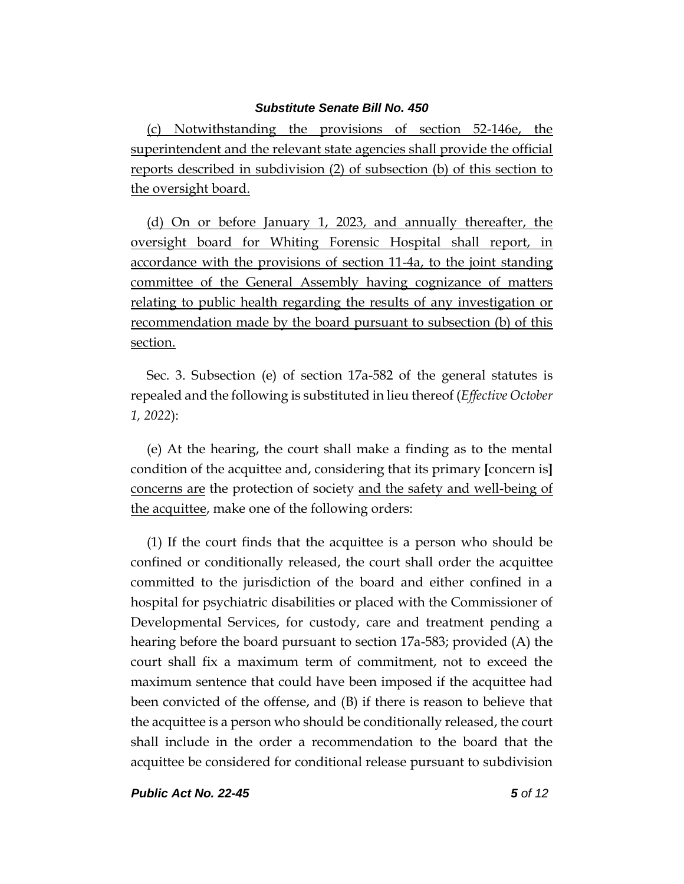(c) Notwithstanding the provisions of section 52-146e, the superintendent and the relevant state agencies shall provide the official reports described in subdivision (2) of subsection (b) of this section to the oversight board.

(d) On or before January 1, 2023, and annually thereafter, the oversight board for Whiting Forensic Hospital shall report, in accordance with the provisions of section 11-4a, to the joint standing committee of the General Assembly having cognizance of matters relating to public health regarding the results of any investigation or recommendation made by the board pursuant to subsection (b) of this section.

Sec. 3. Subsection (e) of section 17a-582 of the general statutes is repealed and the following is substituted in lieu thereof (*Effective October 1, 2022*):

(e) At the hearing, the court shall make a finding as to the mental condition of the acquittee and, considering that its primary **[**concern is**]** concerns are the protection of society and the safety and well-being of the acquittee, make one of the following orders:

(1) If the court finds that the acquittee is a person who should be confined or conditionally released, the court shall order the acquittee committed to the jurisdiction of the board and either confined in a hospital for psychiatric disabilities or placed with the Commissioner of Developmental Services, for custody, care and treatment pending a hearing before the board pursuant to section 17a-583; provided (A) the court shall fix a maximum term of commitment, not to exceed the maximum sentence that could have been imposed if the acquittee had been convicted of the offense, and (B) if there is reason to believe that the acquittee is a person who should be conditionally released, the court shall include in the order a recommendation to the board that the acquittee be considered for conditional release pursuant to subdivision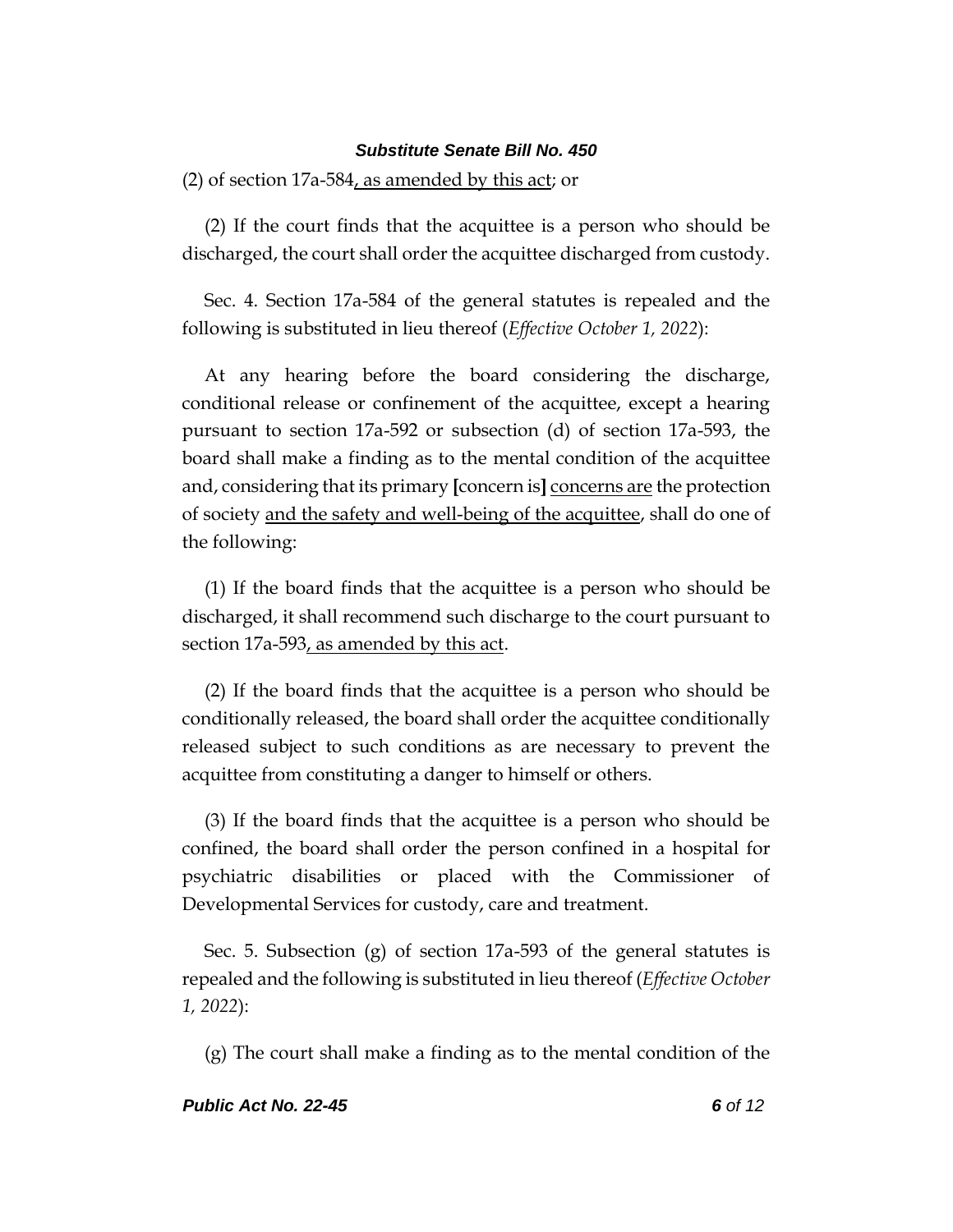(2) of section 17a-584, as amended by this act; or

(2) If the court finds that the acquittee is a person who should be discharged, the court shall order the acquittee discharged from custody.

Sec. 4. Section 17a-584 of the general statutes is repealed and the following is substituted in lieu thereof (*Effective October 1, 2022*):

At any hearing before the board considering the discharge, conditional release or confinement of the acquittee, except a hearing pursuant to section 17a-592 or subsection (d) of section 17a-593, the board shall make a finding as to the mental condition of the acquittee and, considering that its primary **[**concern is**]** concerns are the protection of society and the safety and well-being of the acquittee, shall do one of the following:

(1) If the board finds that the acquittee is a person who should be discharged, it shall recommend such discharge to the court pursuant to section 17a-593, as amended by this act.

(2) If the board finds that the acquittee is a person who should be conditionally released, the board shall order the acquittee conditionally released subject to such conditions as are necessary to prevent the acquittee from constituting a danger to himself or others.

(3) If the board finds that the acquittee is a person who should be confined, the board shall order the person confined in a hospital for psychiatric disabilities or placed with the Commissioner of Developmental Services for custody, care and treatment.

Sec. 5. Subsection (g) of section 17a-593 of the general statutes is repealed and the following is substituted in lieu thereof (*Effective October 1, 2022*):

(g) The court shall make a finding as to the mental condition of the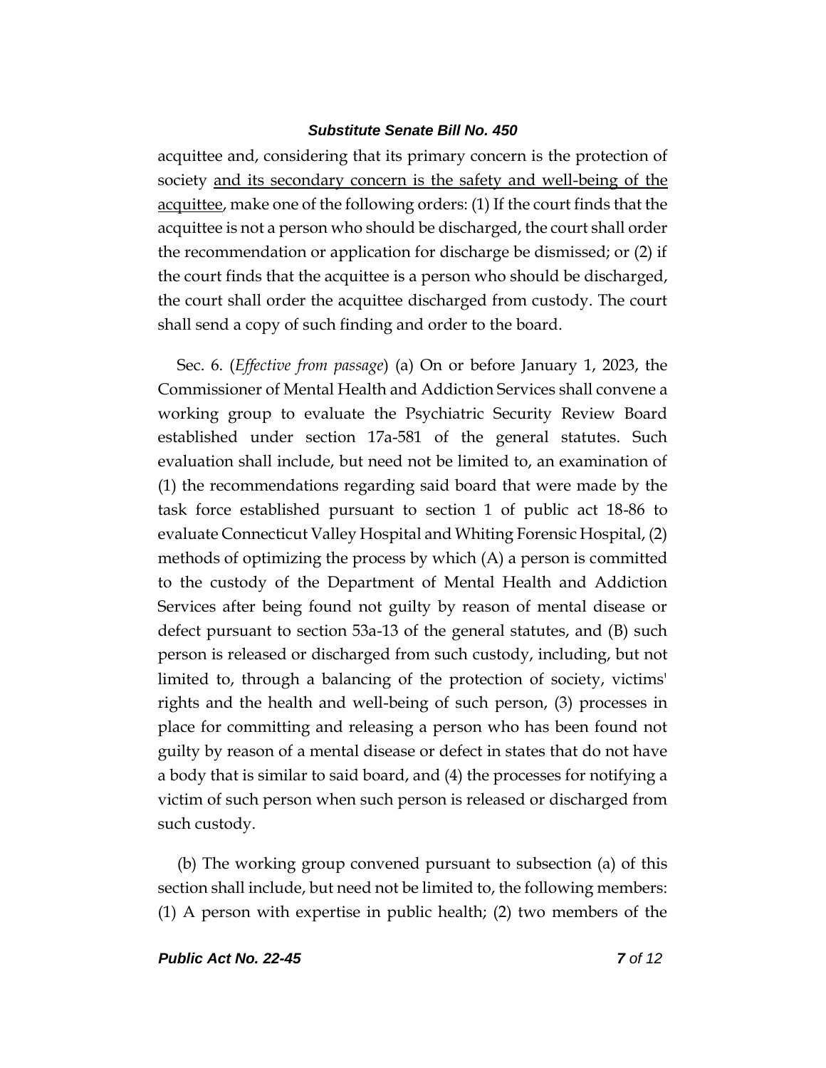acquittee and, considering that its primary concern is the protection of society <u>and its secondary concern is the safety and well-being of the acquittee</u>, make one of the following orders: (1) If the court finds that the acquittee is not a person who should be discharged, the court shall order the recommendation or application for discharge be dismissed; or (2) if the court finds that the acquittee is a person who should be discharged, the court shall order the acquittee discharged from custody. The court shall send a copy of such finding and order to the board.

Sec. 6. (*Effective from passage*) (a) On or before January 1, 2023, the Commissioner of Mental Health and Addiction Services shall convene a working group to evaluate the Psychiatric Security Review Board established under section 17a-581 of the general statutes. Such evaluation shall include, but need not be limited to, an examination of (1) the recommendations regarding said board that were made by the task force established pursuant to section 1 of public act 18-86 to evaluate Connecticut Valley Hospital and Whiting Forensic Hospital, (2) methods of optimizing the process by which (A) a person is committed to the custody of the Department of Mental Health and Addiction Services after being found not guilty by reason of mental disease or defect pursuant to section 53a-13 of the general statutes, and (B) such person is released or discharged from such custody, including, but not limited to, through a balancing of the protection of society, victims' rights and the health and well-being of such person, (3) processes in place for committing and releasing a person who has been found not guilty by reason of a mental disease or defect in states that do not have a body that is similar to said board, and (4) the processes for notifying a victim of such person when such person is released or discharged from such custody.

(b) The working group convened pursuant to subsection (a) of this section shall include, but need not be limited to, the following members: (1) A person with expertise in public health; (2) two members of the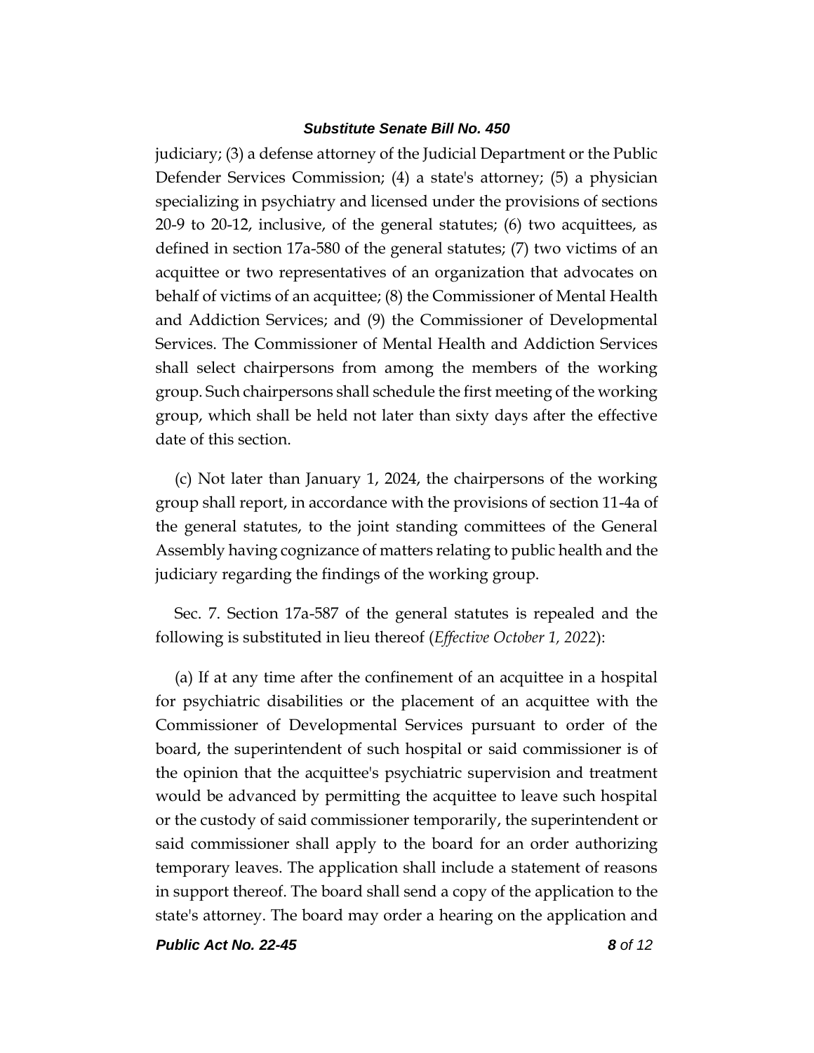judiciary; (3) a defense attorney of the Judicial Department or the Public Defender Services Commission; (4) a state's attorney; (5) a physician specializing in psychiatry and licensed under the provisions of sections 20-9 to 20-12, inclusive, of the general statutes; (6) two acquittees, as defined in section 17a-580 of the general statutes; (7) two victims of an acquittee or two representatives of an organization that advocates on behalf of victims of an acquittee; (8) the Commissioner of Mental Health and Addiction Services; and (9) the Commissioner of Developmental Services. The Commissioner of Mental Health and Addiction Services shall select chairpersons from among the members of the working group. Such chairpersons shall schedule the first meeting of the working group, which shall be held not later than sixty days after the effective date of this section.

(c) Not later than January 1, 2024, the chairpersons of the working group shall report, in accordance with the provisions of section 11-4a of the general statutes, to the joint standing committees of the General Assembly having cognizance of matters relating to public health and the judiciary regarding the findings of the working group.

Sec. 7. Section 17a-587 of the general statutes is repealed and the following is substituted in lieu thereof (*Effective October 1, 2022*):

(a) If at any time after the confinement of an acquittee in a hospital for psychiatric disabilities or the placement of an acquittee with the Commissioner of Developmental Services pursuant to order of the board, the superintendent of such hospital or said commissioner is of the opinion that the acquittee's psychiatric supervision and treatment would be advanced by permitting the acquittee to leave such hospital or the custody of said commissioner temporarily, the superintendent or said commissioner shall apply to the board for an order authorizing temporary leaves. The application shall include a statement of reasons in support thereof. The board shall send a copy of the application to the state's attorney. The board may order a hearing on the application and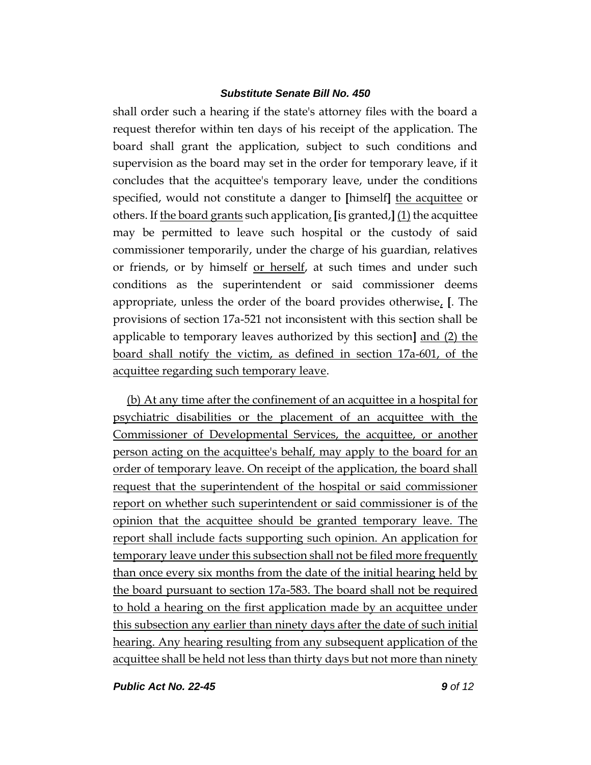shall order such a hearing if the state's attorney files with the board a request therefor within ten days of his receipt of the application. The board shall grant the application, subject to such conditions and supervision as the board may set in the order for temporary leave, if it concludes that the acquittee's temporary leave, under the conditions specified, would not constitute a danger to **[**himself**]** the acquittee or others. If the board grants such application, **[**is granted,**]** (1) the acquittee may be permitted to leave such hospital or the custody of said commissioner temporarily, under the charge of his guardian, relatives or friends, or by himself or herself, at such times and under such conditions as the superintendent or said commissioner deems appropriate, unless the order of the board provides otherwise, **[**. The provisions of section 17a-521 not inconsistent with this section shall be applicable to temporary leaves authorized by this section**]** and (2) the board shall notify the victim, as defined in section 17a-601, of the acquittee regarding such temporary leave.

(b) At any time after the confinement of an acquittee in a hospital for psychiatric disabilities or the placement of an acquittee with the Commissioner of Developmental Services, the acquittee, or another person acting on the acquittee's behalf, may apply to the board for an order of temporary leave. On receipt of the application, the board shall request that the superintendent of the hospital or said commissioner report on whether such superintendent or said commissioner is of the opinion that the acquittee should be granted temporary leave. The report shall include facts supporting such opinion. An application for temporary leave under this subsection shall not be filed more frequently than once every six months from the date of the initial hearing held by the board pursuant to section 17a-583. The board shall not be required to hold a hearing on the first application made by an acquittee under this subsection any earlier than ninety days after the date of such initial hearing. Any hearing resulting from any subsequent application of the acquittee shall be held not less than thirty days but not more than ninety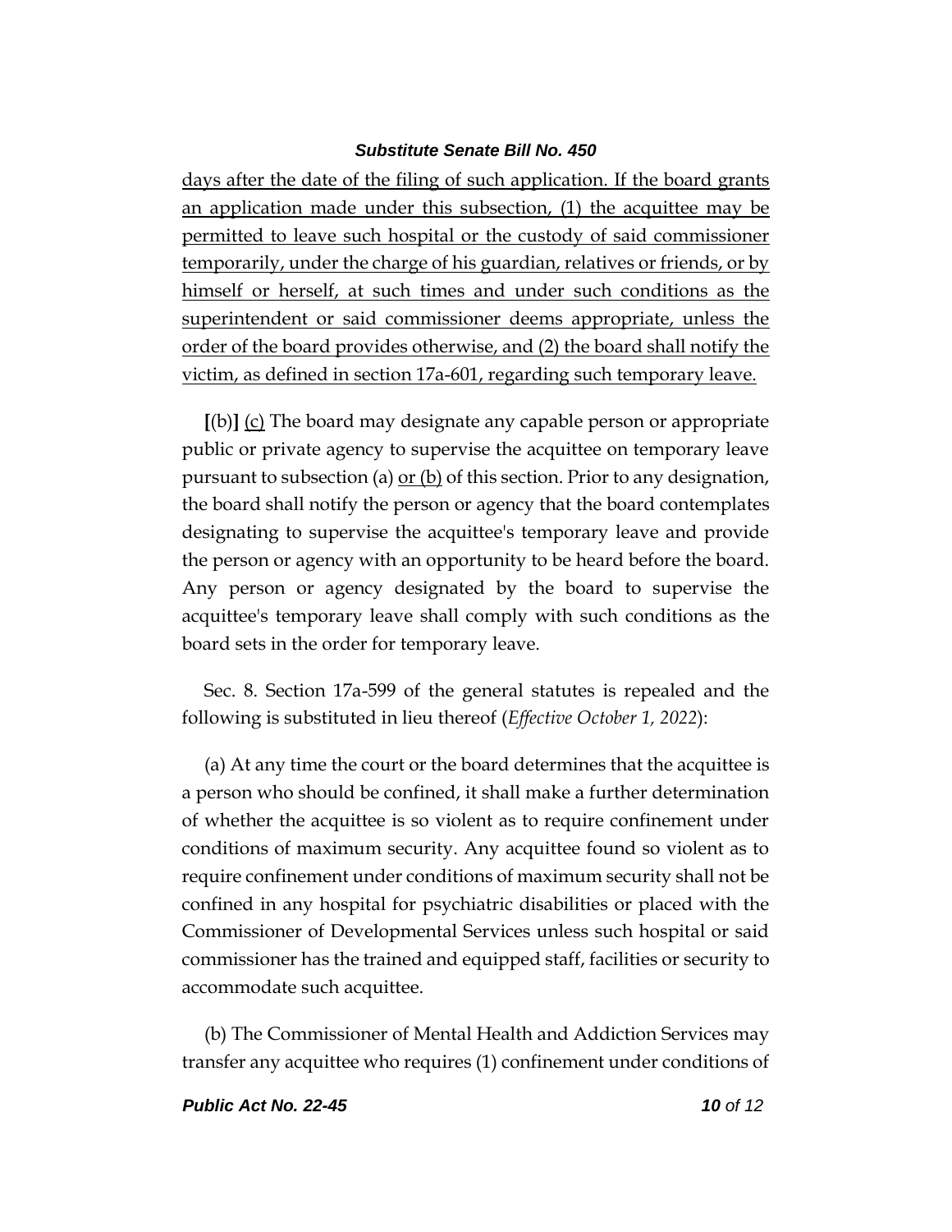days after the date of the filing of such application. If the board grants an application made under this subsection, (1) the acquittee may be permitted to leave such hospital or the custody of said commissioner temporarily, under the charge of his guardian, relatives or friends, or by himself or herself, at such times and under such conditions as the superintendent or said commissioner deems appropriate, unless the order of the board provides otherwise, and (2) the board shall notify the victim, as defined in section 17a-601, regarding such temporary leave.

[(b)] (c) The board may designate any capable person or appropriate public or private agency to supervise the acquittee on temporary leave pursuant to subsection (a) or (b) of this section. Prior to any designation, the board shall notify the person or agency that the board contemplates designating to supervise the acquittee's temporary leave and provide the person or agency with an opportunity to be heard before the board. Any person or agency designated by the board to supervise the acquittee's temporary leave shall comply with such conditions as the board sets in the order for temporary leave.

Sec. 8. Section 17a-599 of the general statutes is repealed and the following is substituted in lieu thereof (*Effective October 1, 2022*):

(a) At any time the court or the board determines that the acquittee is a person who should be confined, it shall make a further determination of whether the acquittee is so violent as to require confinement under conditions of maximum security. Any acquittee found so violent as to require confinement under conditions of maximum security shall not be confined in any hospital for psychiatric disabilities or placed with the Commissioner of Developmental Services unless such hospital or said commissioner has the trained and equipped staff, facilities or security to accommodate such acquittee.

(b) The Commissioner of Mental Health and Addiction Services may transfer any acquittee who requires (1) confinement under conditions of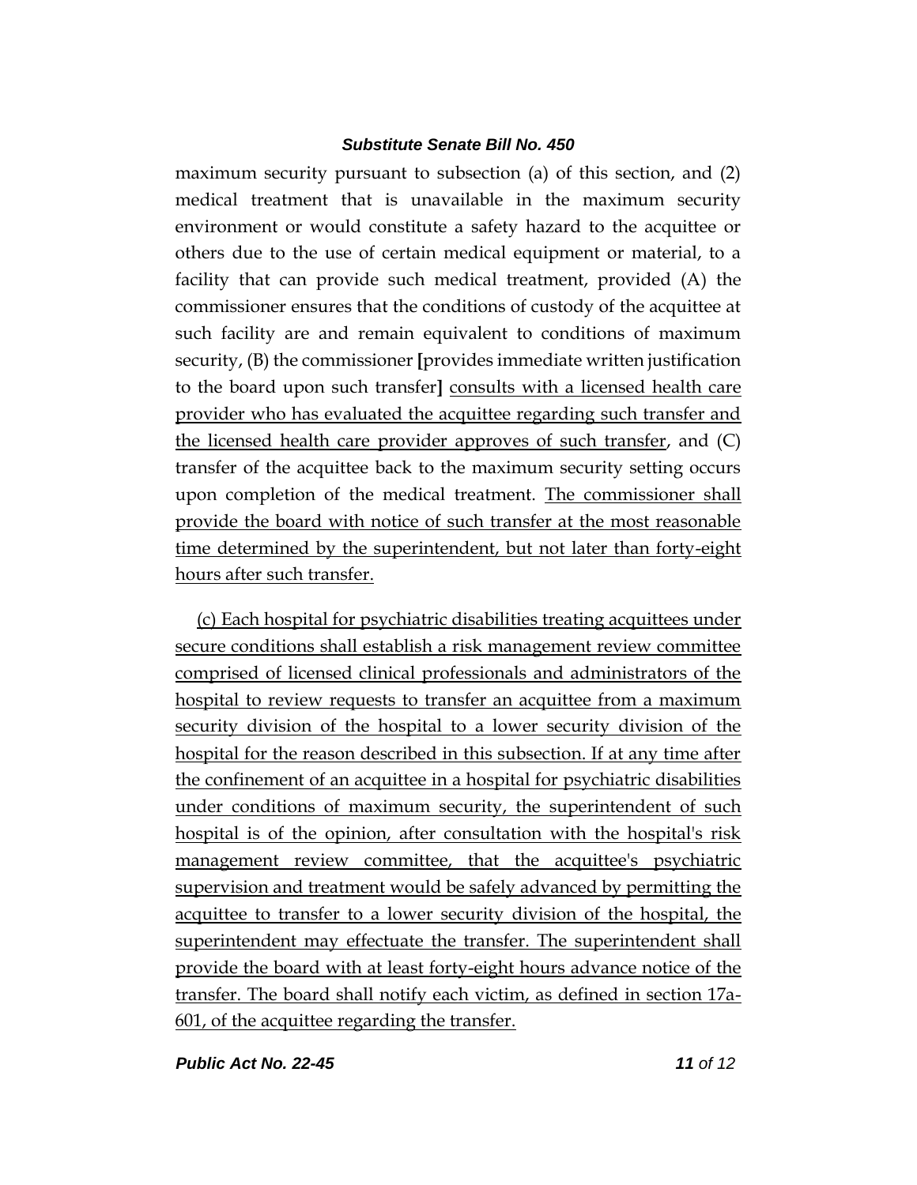maximum security pursuant to subsection (a) of this section, and (2) medical treatment that is unavailable in the maximum security environment or would constitute a safety hazard to the acquittee or others due to the use of certain medical equipment or material, to a facility that can provide such medical treatment, provided (A) the commissioner ensures that the conditions of custody of the acquittee at such facility are and remain equivalent to conditions of maximum security, (B) the commissioner **[**provides immediate written justification to the board upon such transfer**]** consults with a licensed health care provider who has evaluated the acquittee regarding such transfer and the licensed health care provider approves of such transfer, and (C) transfer of the acquittee back to the maximum security setting occurs upon completion of the medical treatment. The commissioner shall provide the board with notice of such transfer at the most reasonable time determined by the superintendent, but not later than forty-eight hours after such transfer.

(c) Each hospital for psychiatric disabilities treating acquittees under secure conditions shall establish a risk management review committee comprised of licensed clinical professionals and administrators of the hospital to review requests to transfer an acquittee from a maximum security division of the hospital to a lower security division of the hospital for the reason described in this subsection. If at any time after the confinement of an acquittee in a hospital for psychiatric disabilities under conditions of maximum security, the superintendent of such hospital is of the opinion, after consultation with the hospital's risk management review committee, that the acquittee's psychiatric supervision and treatment would be safely advanced by permitting the acquittee to transfer to a lower security division of the hospital, the superintendent may effectuate the transfer. The superintendent shall provide the board with at least forty-eight hours advance notice of the transfer. The board shall notify each victim, as defined in section 17a-601, of the acquittee regarding the transfer.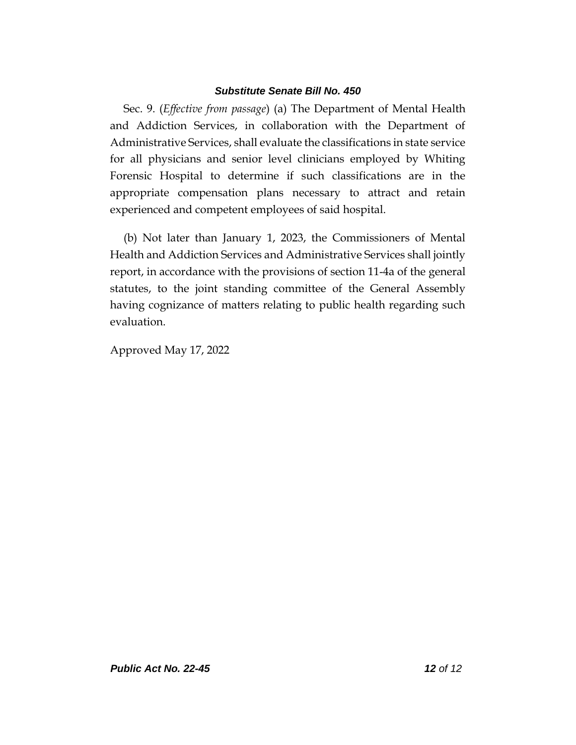Sec. 9. (*Effective from passage*) (a) The Department of Mental Health and Addiction Services, in collaboration with the Department of Administrative Services, shall evaluate the classifications in state service for all physicians and senior level clinicians employed by Whiting Forensic Hospital to determine if such classifications are in the appropriate compensation plans necessary to attract and retain experienced and competent employees of said hospital.

(b) Not later than January 1, 2023, the Commissioners of Mental Health and Addiction Services and Administrative Services shall jointly report, in accordance with the provisions of section 11-4a of the general statutes, to the joint standing committee of the General Assembly having cognizance of matters relating to public health regarding such evaluation.

Approved May 17, 2022